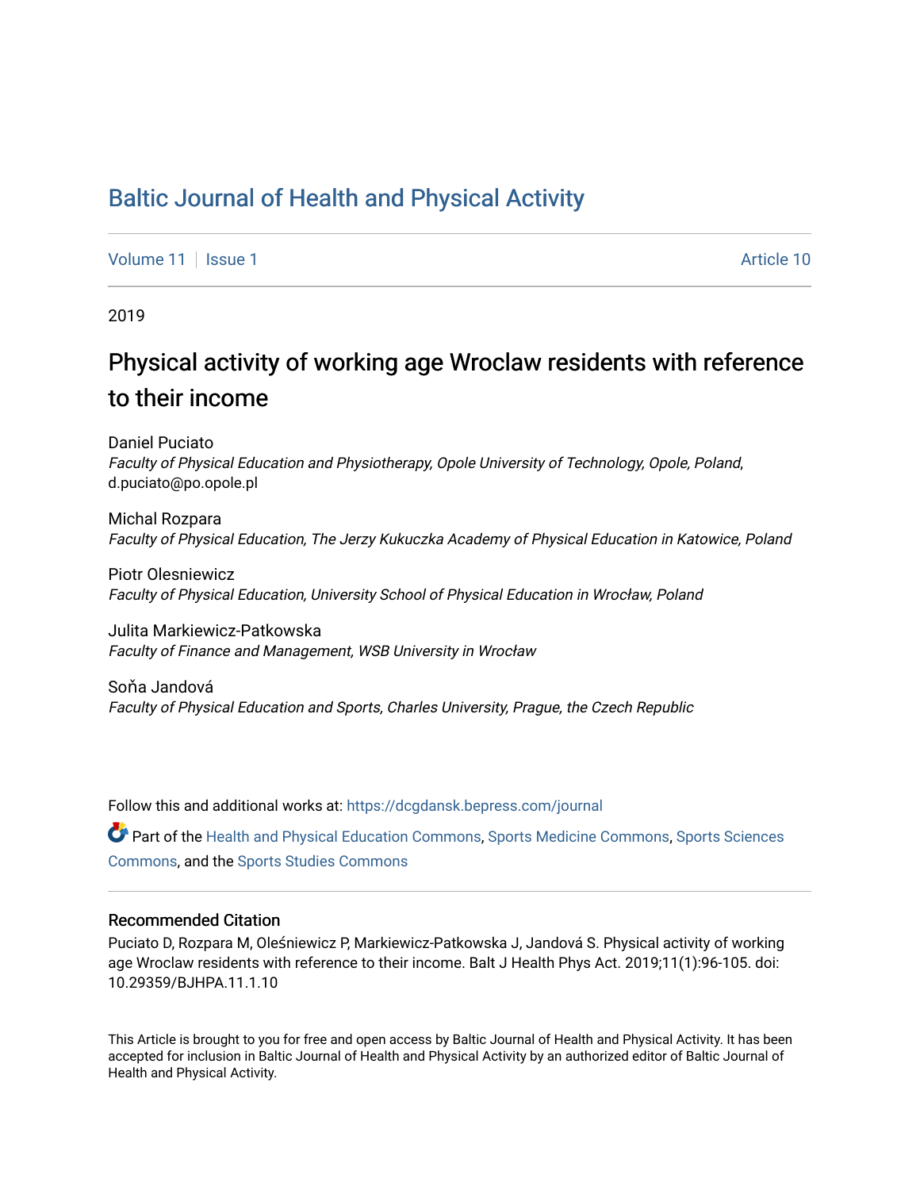# Baltic Journal of Health and Physical Activity

Volume 11 | Issue 1 | Article 10

2019

## Physical activity of working age Wroclaw residents with reference to their income

Daniel Puciato
*Faculty of Physical Education and Physiotherapy, Opole University of Technology, Opole, Poland*, d.puciato@po.opole.pl

Michal Rozpara
*Faculty of Physical Education, The Jerzy Kukuczka Academy of Physical Education in Katowice, Poland*

Piotr Olesniewicz
*Faculty of Physical Education, University School of Physical Education in Wrocław, Poland*

Julita Markiewicz-Patkowska
*Faculty of Finance and Management, WSB University in Wrocław*

Soňa Jandová
*Faculty of Physical Education and Sports, Charles University, Prague, the Czech Republic*

Follow this and additional works at: https://dcgdansk.bepress.com/journal

Part of the Health and Physical Education Commons, Sports Medicine Commons, Sports Sciences Commons, and the Sports Studies Commons

### Recommended Citation

Puciato D, Rozpara M, Oleśniewicz P, Markiewicz-Patkowska J, Jandová S. Physical activity of working age Wroclaw residents with reference to their income. Balt J Health Phys Act. 2019;11(1):96-105. doi: 10.29359/BJHPA.11.1.10

This Article is brought to you for free and open access by Baltic Journal of Health and Physical Activity. It has been accepted for inclusion in Baltic Journal of Health and Physical Activity by an authorized editor of Baltic Journal of Health and Physical Activity.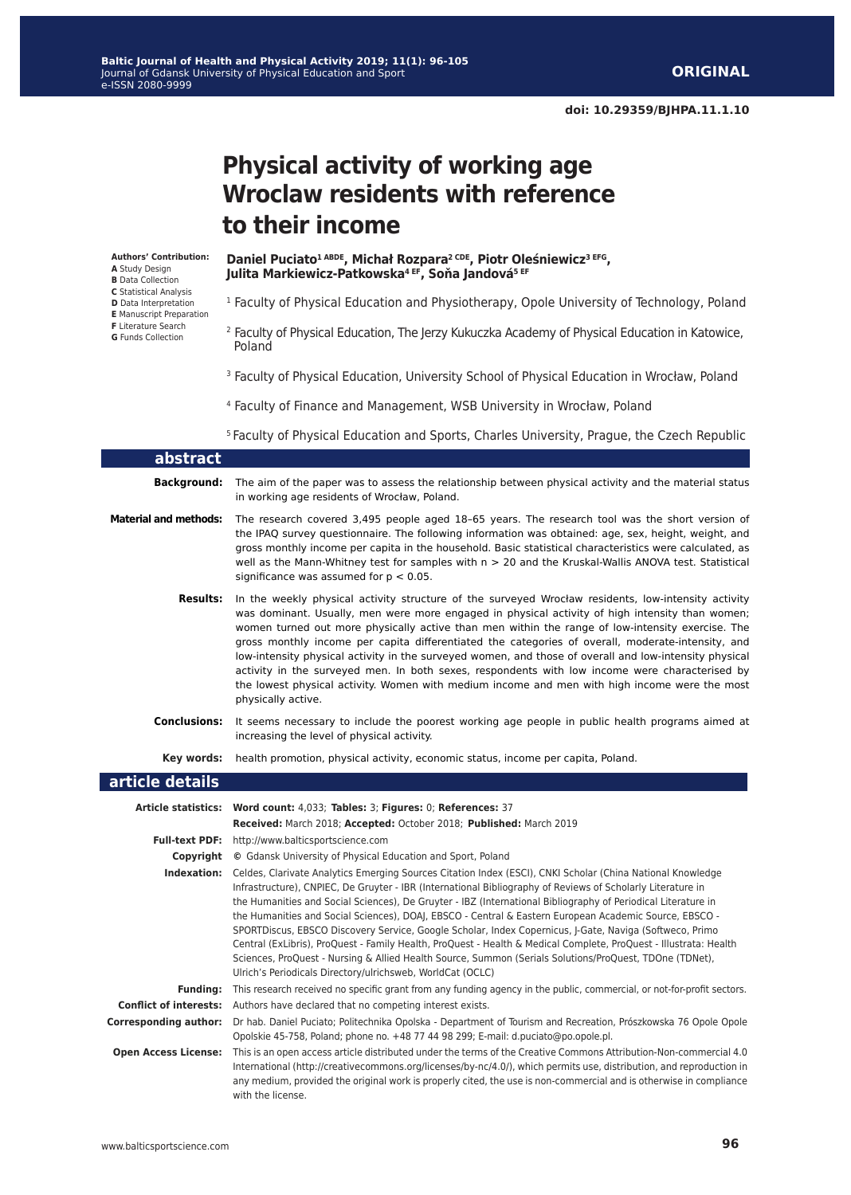# Physical activity of working age Wroclaw residents with reference to their income

**Authors' Contribution:**
**A** Study Design
**B** Data Collection
**C** Statistical Analysis
**D** Data Interpretation
**E** Manuscript Preparation
**F** Literature Search
**G** Funds Collection

**Daniel Puciato[1 ABDE], Michał Rozpara[2 CDE], Piotr Oleśniewicz[3 EFG], Julita Markiewicz-Patkowska[4 EF], Soňa Jandová[5 EF]**

[1] Faculty of Physical Education and Physiotherapy, Opole University of Technology, Poland

[2] Faculty of Physical Education, The Jerzy Kukuczka Academy of Physical Education in Katowice, Poland

[3] Faculty of Physical Education, University School of Physical Education in Wrocław, Poland

[4] Faculty of Finance and Management, WSB University in Wrocław, Poland

[5] Faculty of Physical Education and Sports, Charles University, Prague, the Czech Republic

## abstract

**Background:** The aim of the paper was to assess the relationship between physical activity and the material status in working age residents of Wrocław, Poland.

**Material and methods:** The research covered 3,495 people aged 18–65 years. The research tool was the short version of the IPAQ survey questionnaire. The following information was obtained: age, sex, height, weight, and gross monthly income per capita in the household. Basic statistical characteristics were calculated, as well as the Mann-Whitney test for samples with $n > 20$ and the Kruskal-Wallis ANOVA test. Statistical significance was assumed for $p < 0.05$.

**Results:** In the weekly physical activity structure of the surveyed Wrocław residents, low-intensity activity was dominant. Usually, men were more engaged in physical activity of high intensity than women; women turned out more physically active than men within the range of low-intensity exercise. The gross monthly income per capita differentiated the categories of overall, moderate-intensity, and low-intensity physical activity in the surveyed women, and those of overall and low-intensity physical activity in the surveyed men. In both sexes, respondents with low income were characterised by the lowest physical activity. Women with medium income and men with high income were the most physically active.

**Conclusions:** It seems necessary to include the poorest working age people in public health programs aimed at increasing the level of physical activity.

**Key words:** health promotion, physical activity, economic status, income per capita, Poland.

## article details

**Article statistics:** **Word count:** 4,033; **Tables:** 3; **Figures:** 0; **References:** 37
**Received:** March 2018; **Accepted:** October 2018; **Published:** March 2019

**Full-text PDF:** http://www.balticsportscience.com

**Copyright** © Gdansk University of Physical Education and Sport, Poland

**Indexation:** Celdes, Clarivate Analytics Emerging Sources Citation Index (ESCI), CNKI Scholar (China National Knowledge Infrastructure), CNPIEC, De Gruyter - IBR (International Bibliography of Reviews of Scholarly Literature in the Humanities and Social Sciences), De Gruyter - IBZ (International Bibliography of Periodical Literature in the Humanities and Social Sciences), DOAJ, EBSCO - Central & Eastern European Academic Source, EBSCO - SPORTDiscus, EBSCO Discovery Service, Google Scholar, Index Copernicus, J-Gate, Naviga (Softweco, Primo Central (ExLibris), ProQuest - Family Health, ProQuest - Health & Medical Complete, ProQuest - Illustrata: Health Sciences, ProQuest - Nursing & Allied Health Source, Summon (Serials Solutions/ProQuest, TDOne (TDNet), Ulrich's Periodicals Directory/ulrichsweb, WorldCat (OCLC)

**Funding:** This research received no specific grant from any funding agency in the public, commercial, or not-for-profit sectors.

**Conflict of interests:** Authors have declared that no competing interest exists.

**Corresponding author:** Dr hab. Daniel Puciato; Politechnika Opolska - Department of Tourism and Recreation, Prószkowska 76 Opole Opole Opolskie 45-758, Poland; phone no. +48 77 44 98 299; E-mail: d.puciato@po.opole.pl.

**Open Access License:** This is an open access article distributed under the terms of the Creative Commons Attribution-Non-commercial 4.0 International (http://creativecommons.org/licenses/by-nc/4.0/), which permits use, distribution, and reproduction in any medium, provided the original work is properly cited, the use is non-commercial and is otherwise in compliance with the license.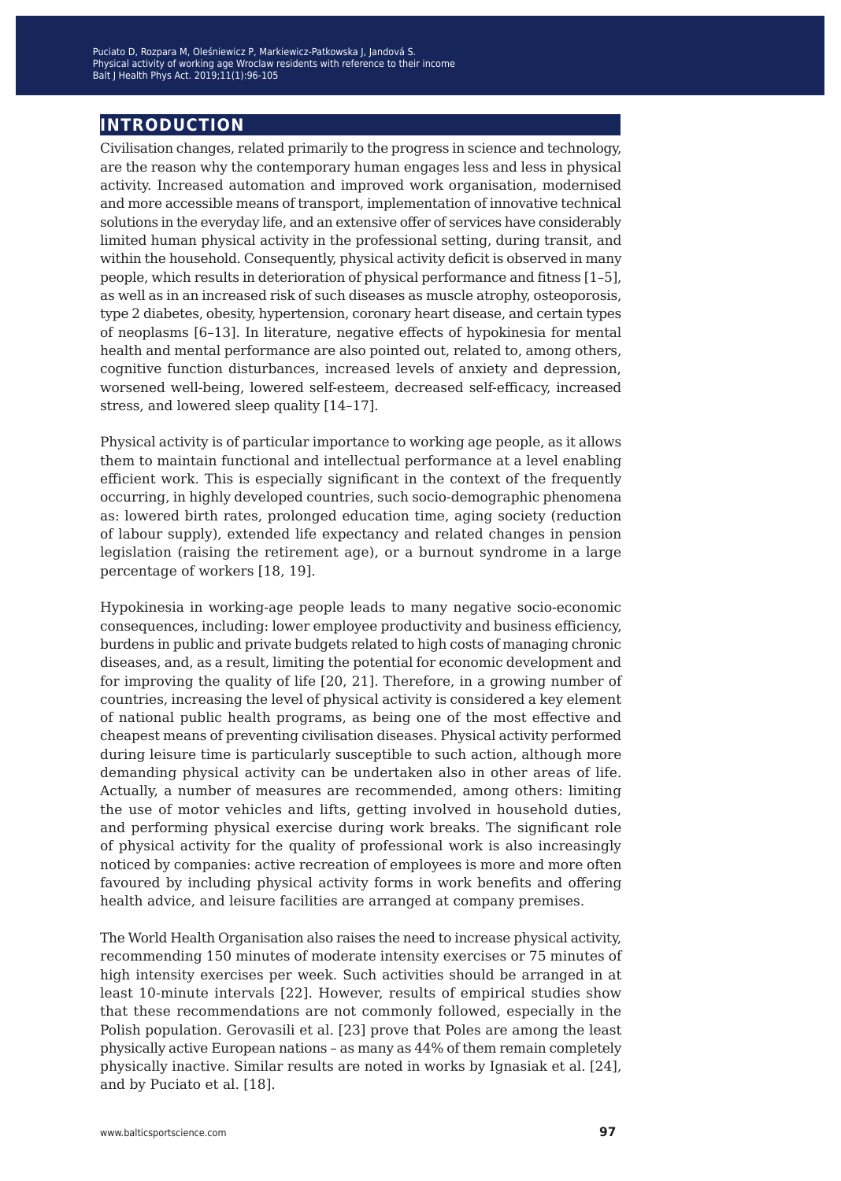## INTRODUCTION

Civilisation changes, related primarily to the progress in science and technology, are the reason why the contemporary human engages less and less in physical activity. Increased automation and improved work organisation, modernised and more accessible means of transport, implementation of innovative technical solutions in the everyday life, and an extensive offer of services have considerably limited human physical activity in the professional setting, during transit, and within the household. Consequently, physical activity deficit is observed in many people, which results in deterioration of physical performance and fitness [1–5], as well as in an increased risk of such diseases as muscle atrophy, osteoporosis, type 2 diabetes, obesity, hypertension, coronary heart disease, and certain types of neoplasms [6–13]. In literature, negative effects of hypokinesia for mental health and mental performance are also pointed out, related to, among others, cognitive function disturbances, increased levels of anxiety and depression, worsened well-being, lowered self-esteem, decreased self-efficacy, increased stress, and lowered sleep quality [14–17].

Physical activity is of particular importance to working age people, as it allows them to maintain functional and intellectual performance at a level enabling efficient work. This is especially significant in the context of the frequently occurring, in highly developed countries, such socio-demographic phenomena as: lowered birth rates, prolonged education time, aging society (reduction of labour supply), extended life expectancy and related changes in pension legislation (raising the retirement age), or a burnout syndrome in a large percentage of workers [18, 19].

Hypokinesia in working-age people leads to many negative socio-economic consequences, including: lower employee productivity and business efficiency, burdens in public and private budgets related to high costs of managing chronic diseases, and, as a result, limiting the potential for economic development and for improving the quality of life [20, 21]. Therefore, in a growing number of countries, increasing the level of physical activity is considered a key element of national public health programs, as being one of the most effective and cheapest means of preventing civilisation diseases. Physical activity performed during leisure time is particularly susceptible to such action, although more demanding physical activity can be undertaken also in other areas of life. Actually, a number of measures are recommended, among others: limiting the use of motor vehicles and lifts, getting involved in household duties, and performing physical exercise during work breaks. The significant role of physical activity for the quality of professional work is also increasingly noticed by companies: active recreation of employees is more and more often favoured by including physical activity forms in work benefits and offering health advice, and leisure facilities are arranged at company premises.

The World Health Organisation also raises the need to increase physical activity, recommending 150 minutes of moderate intensity exercises or 75 minutes of high intensity exercises per week. Such activities should be arranged in at least 10-minute intervals [22]. However, results of empirical studies show that these recommendations are not commonly followed, especially in the Polish population. Gerovasili et al. [23] prove that Poles are among the least physically active European nations – as many as 44% of them remain completely physically inactive. Similar results are noted in works by Ignasiak et al. [24], and by Puciato et al. [18].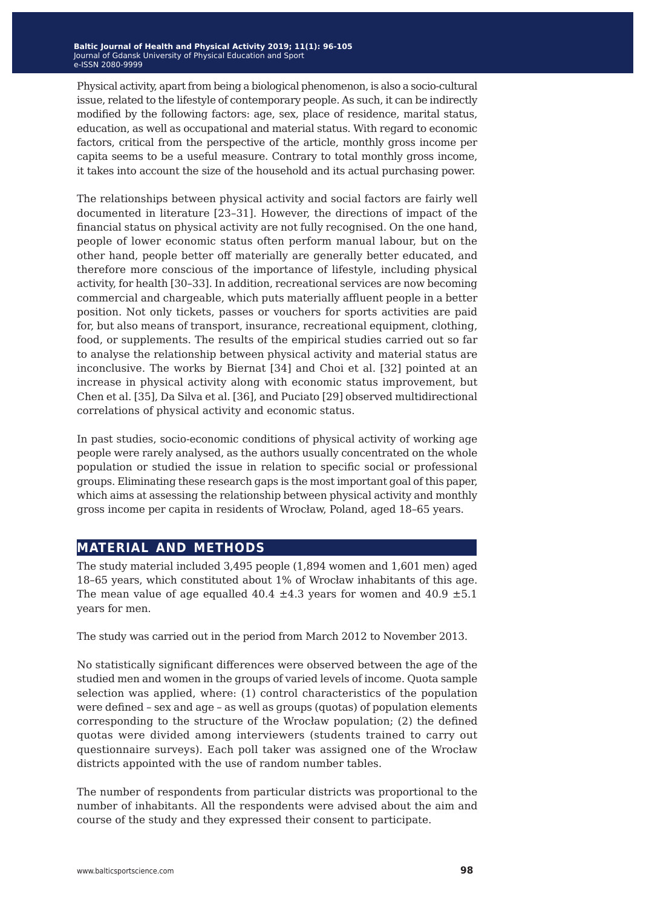Physical activity, apart from being a biological phenomenon, is also a socio-cultural issue, related to the lifestyle of contemporary people. As such, it can be indirectly modified by the following factors: age, sex, place of residence, marital status, education, as well as occupational and material status. With regard to economic factors, critical from the perspective of the article, monthly gross income per capita seems to be a useful measure. Contrary to total monthly gross income, it takes into account the size of the household and its actual purchasing power.

The relationships between physical activity and social factors are fairly well documented in literature [23–31]. However, the directions of impact of the financial status on physical activity are not fully recognised. On the one hand, people of lower economic status often perform manual labour, but on the other hand, people better off materially are generally better educated, and therefore more conscious of the importance of lifestyle, including physical activity, for health [30–33]. In addition, recreational services are now becoming commercial and chargeable, which puts materially affluent people in a better position. Not only tickets, passes or vouchers for sports activities are paid for, but also means of transport, insurance, recreational equipment, clothing, food, or supplements. The results of the empirical studies carried out so far to analyse the relationship between physical activity and material status are inconclusive. The works by Biernat [34] and Choi et al. [32] pointed at an increase in physical activity along with economic status improvement, but Chen et al. [35], Da Silva et al. [36], and Puciato [29] observed multidirectional correlations of physical activity and economic status.

In past studies, socio-economic conditions of physical activity of working age people were rarely analysed, as the authors usually concentrated on the whole population or studied the issue in relation to specific social or professional groups. Eliminating these research gaps is the most important goal of this paper, which aims at assessing the relationship between physical activity and monthly gross income per capita in residents of Wrocław, Poland, aged 18–65 years.

## MATERIAL AND METHODS

The study material included 3,495 people (1,894 women and 1,601 men) aged 18–65 years, which constituted about 1% of Wrocław inhabitants of this age. The mean value of age equalled 40.4 ±4.3 years for women and 40.9 ±5.1 years for men.

The study was carried out in the period from March 2012 to November 2013.

No statistically significant differences were observed between the age of the studied men and women in the groups of varied levels of income. Quota sample selection was applied, where: (1) control characteristics of the population were defined – sex and age – as well as groups (quotas) of population elements corresponding to the structure of the Wrocław population; (2) the defined quotas were divided among interviewers (students trained to carry out questionnaire surveys). Each poll taker was assigned one of the Wrocław districts appointed with the use of random number tables.

The number of respondents from particular districts was proportional to the number of inhabitants. All the respondents were advised about the aim and course of the study and they expressed their consent to participate.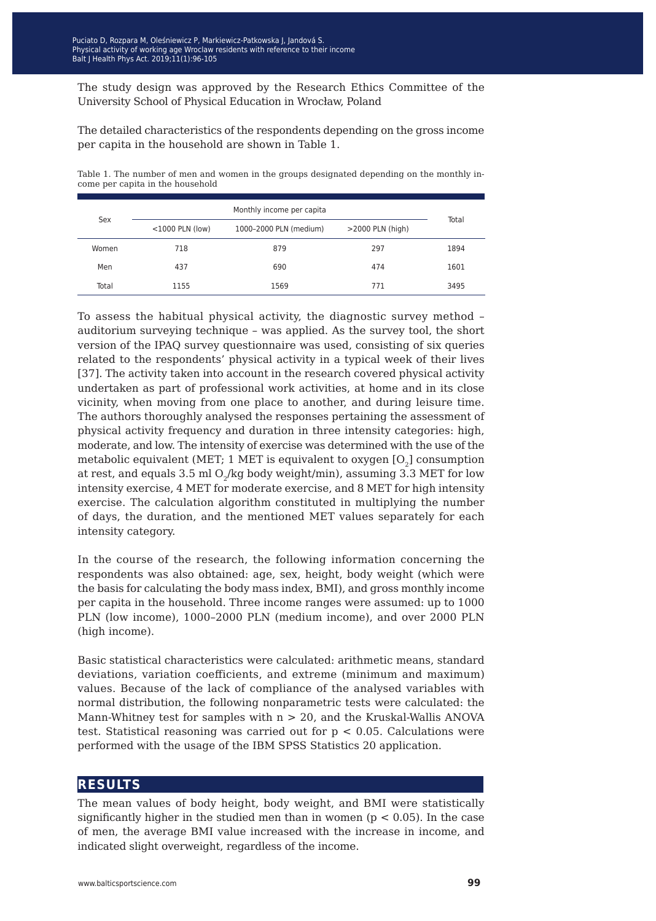The study design was approved by the Research Ethics Committee of the University School of Physical Education in Wrocław, Poland

The detailed characteristics of the respondents depending on the gross income per capita in the household are shown in Table 1.

Table 1. The number of men and women in the groups designated depending on the monthly income per capita in the household

| Sex | Monthly income per capita | | | Total |
|---|---|---|---|---|
| | <1000 PLN (low) | 1000–2000 PLN (medium) | >2000 PLN (high) | |
| Women | 718 | 879 | 297 | 1894 |
| Men | 437 | 690 | 474 | 1601 |
| Total | 1155 | 1569 | 771 | 3495 |

To assess the habitual physical activity, the diagnostic survey method – auditorium surveying technique – was applied. As the survey tool, the short version of the IPAQ survey questionnaire was used, consisting of six queries related to the respondents' physical activity in a typical week of their lives [37]. The activity taken into account in the research covered physical activity undertaken as part of professional work activities, at home and in its close vicinity, when moving from one place to another, and during leisure time. The authors thoroughly analysed the responses pertaining the assessment of physical activity frequency and duration in three intensity categories: high, moderate, and low. The intensity of exercise was determined with the use of the metabolic equivalent (MET; 1 MET is equivalent to oxygen [$O_2$] consumption at rest, and equals 3.5 ml $O_2$/kg body weight/min), assuming 3.3 MET for low intensity exercise, 4 MET for moderate exercise, and 8 MET for high intensity exercise. The calculation algorithm constituted in multiplying the number of days, the duration, and the mentioned MET values separately for each intensity category.

In the course of the research, the following information concerning the respondents was also obtained: age, sex, height, body weight (which were the basis for calculating the body mass index, BMI), and gross monthly income per capita in the household. Three income ranges were assumed: up to 1000 PLN (low income), 1000–2000 PLN (medium income), and over 2000 PLN (high income).

Basic statistical characteristics were calculated: arithmetic means, standard deviations, variation coefficients, and extreme (minimum and maximum) values. Because of the lack of compliance of the analysed variables with normal distribution, the following nonparametric tests were calculated: the Mann-Whitney test for samples with $n > 20$, and the Kruskal-Wallis ANOVA test. Statistical reasoning was carried out for $p < 0.05$. Calculations were performed with the usage of the IBM SPSS Statistics 20 application.

## RESULTS

The mean values of body height, body weight, and BMI were statistically significantly higher in the studied men than in women ($p < 0.05$). In the case of men, the average BMI value increased with the increase in income, and indicated slight overweight, regardless of the income.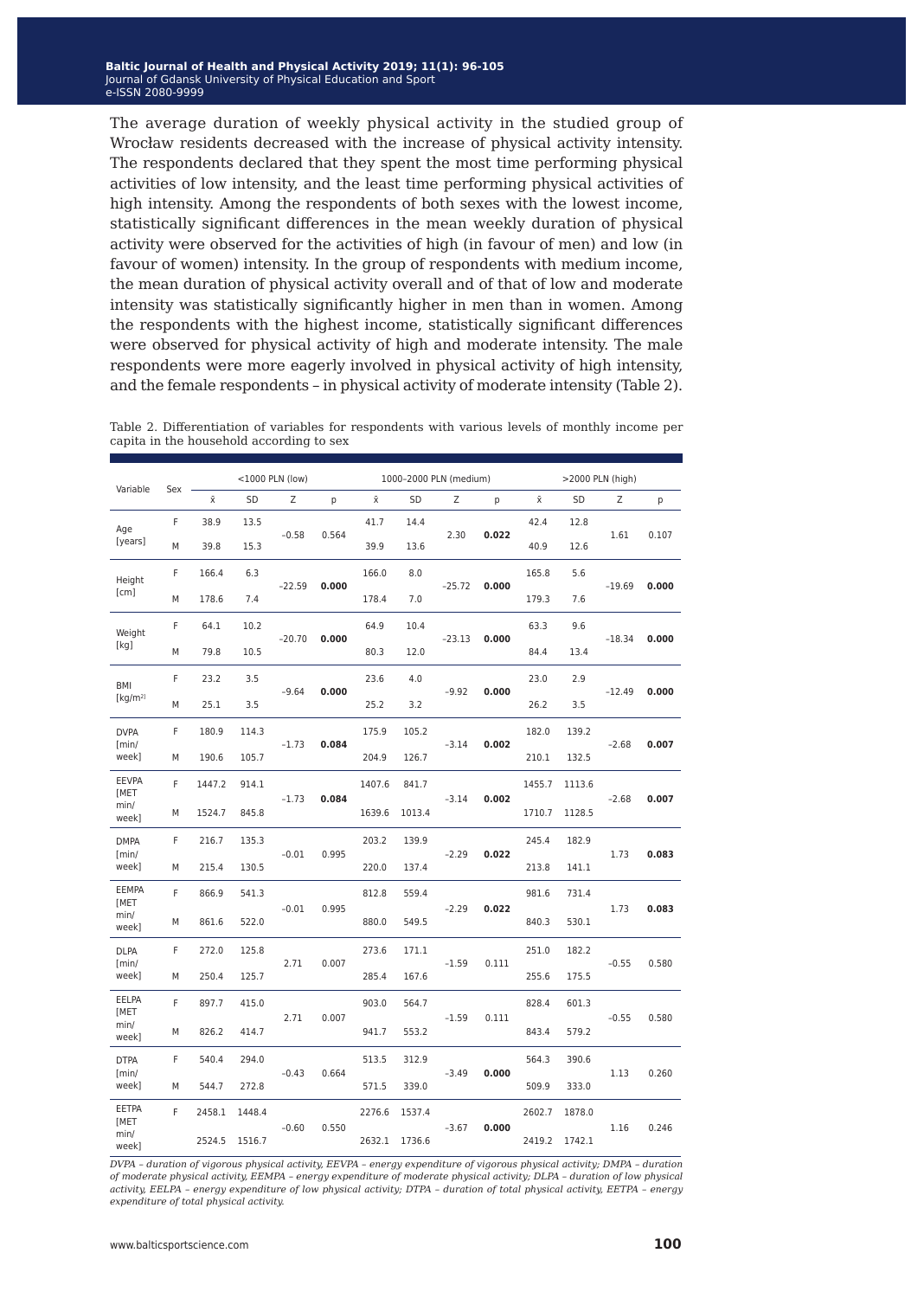The average duration of weekly physical activity in the studied group of Wrocław residents decreased with the increase of physical activity intensity. The respondents declared that they spent the most time performing physical activities of low intensity, and the least time performing physical activities of high intensity. Among the respondents of both sexes with the lowest income, statistically significant differences in the mean weekly duration of physical activity were observed for the activities of high (in favour of men) and low (in favour of women) intensity. In the group of respondents with medium income, the mean duration of physical activity overall and of that of low and moderate intensity was statistically significantly higher in men than in women. Among the respondents with the highest income, statistically significant differences were observed for physical activity of high and moderate intensity. The male respondents were more eagerly involved in physical activity of high intensity, and the female respondents – in physical activity of moderate intensity (Table 2).

Table 2. Differentiation of variables for respondents with various levels of monthly income per capita in the household according to sex

| Variable | Sex | <1000 PLN (low) | | | | 1000–2000 PLN (medium) | | | | >2000 PLN (high) | | | |
|---|---|---|---|---|---|---|---|---|---|---|---|---|---|
| | | x̄ | SD | Z | p | x̄ | SD | Z | p | x̄ | SD | Z | p |
| Age [years] | F | 38.9 | 13.5 | –0.58 | 0.564 | 41.7 | 14.4 | 2.30 | **0.022** | 42.4 | 12.8 | 1.61 | 0.107 |
| | M | 39.8 | 15.3 | | | 39.9 | 13.6 | | | 40.9 | 12.6 | | |
| Height [cm] | F | 166.4 | 6.3 | –22.59 | **0.000** | 166.0 | 8.0 | –25.72 | **0.000** | 165.8 | 5.6 | –19.69 | **0.000** |
| | M | 178.6 | 7.4 | | | 178.4 | 7.0 | | | 179.3 | 7.6 | | |
| Weight [kg] | F | 64.1 | 10.2 | –20.70 | **0.000** | 64.9 | 10.4 | –23.13 | **0.000** | 63.3 | 9.6 | –18.34 | **0.000** |
| | M | 79.8 | 10.5 | | | 80.3 | 12.0 | | | 84.4 | 13.4 | | |
| BMI [kg/m²] | F | 23.2 | 3.5 | –9.64 | **0.000** | 23.6 | 4.0 | –9.92 | **0.000** | 23.0 | 2.9 | –12.49 | **0.000** |
| | M | 25.1 | 3.5 | | | 25.2 | 3.2 | | | 26.2 | 3.5 | | |
| DVPA [min/week] | F | 180.9 | 114.3 | –1.73 | **0.084** | 175.9 | 105.2 | –3.14 | **0.002** | 182.0 | 139.2 | –2.68 | **0.007** |
| | M | 190.6 | 105.7 | | | 204.9 | 126.7 | | | 210.1 | 132.5 | | |
| EEVPA [MET min/week] | F | 1447.2 | 914.1 | –1.73 | **0.084** | 1407.6 | 841.7 | –3.14 | **0.002** | 1455.7 | 1113.6 | –2.68 | **0.007** |
| | M | 1524.7 | 845.8 | | | 1639.6 | 1013.4 | | | 1710.7 | 1128.5 | | |
| DMPA [min/week] | F | 216.7 | 135.3 | –0.01 | 0.995 | 203.2 | 139.9 | –2.29 | **0.022** | 245.4 | 182.9 | 1.73 | **0.083** |
| | M | 215.4 | 130.5 | | | 220.0 | 137.4 | | | 213.8 | 141.1 | | |
| EEMPA [MET min/week] | F | 866.9 | 541.3 | –0.01 | 0.995 | 812.8 | 559.4 | –2.29 | **0.022** | 981.6 | 731.4 | 1.73 | **0.083** |
| | M | 861.6 | 522.0 | | | 880.0 | 549.5 | | | 840.3 | 530.1 | | |
| DLPA [min/week] | F | 272.0 | 125.8 | 2.71 | 0.007 | 273.6 | 171.1 | –1.59 | 0.111 | 251.0 | 182.2 | –0.55 | 0.580 |
| | M | 250.4 | 125.7 | | | 285.4 | 167.6 | | | 255.6 | 175.5 | | |
| EELPA [MET min/week] | F | 897.7 | 415.0 | 2.71 | 0.007 | 903.0 | 564.7 | –1.59 | 0.111 | 828.4 | 601.3 | –0.55 | 0.580 |
| | M | 826.2 | 414.7 | | | 941.7 | 553.2 | | | 843.4 | 579.2 | | |
| DTPA [min/week] | F | 540.4 | 294.0 | –0.43 | 0.664 | 513.5 | 312.9 | –3.49 | **0.000** | 564.3 | 390.6 | 1.13 | 0.260 |
| | M | 544.7 | 272.8 | | | 571.5 | 339.0 | | | 509.9 | 333.0 | | |
| EETPA [MET min/week] | F | 2458.1 | 1448.4 | –0.60 | 0.550 | 2276.6 | 1537.4 | –3.67 | **0.000** | 2602.7 | 1878.0 | 1.16 | 0.246 |
| | | 2524.5 | 1516.7 | | | 2632.1 | 1736.6 | | | 2419.2 | 1742.1 | | |

*DVPA – duration of vigorous physical activity, EEVPA – energy expenditure of vigorous physical activity; DMPA – duration of moderate physical activity, EEMPA – energy expenditure of moderate physical activity; DLPA – duration of low physical activity, EELPA – energy expenditure of low physical activity; DTPA – duration of total physical activity, EETPA – energy expenditure of total physical activity.*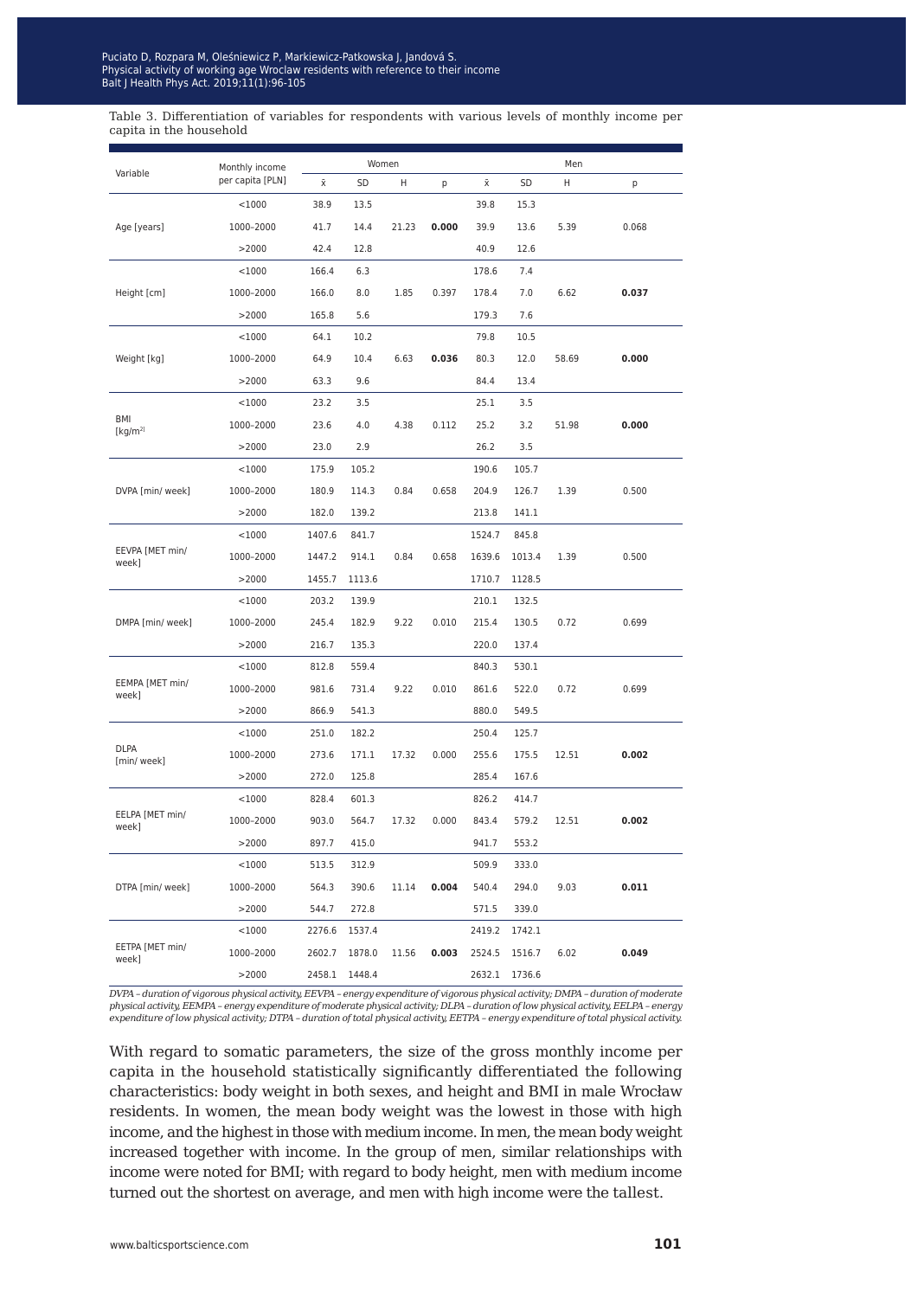Table 3. Differentiation of variables for respondents with various levels of monthly income per capita in the household

| Variable | Monthly income per capita [PLN] | Women | | | | Men | | | |
|---|---|---|---|---|---|---|---|---|---|
| | | x̄ | SD | H | p | x̄ | SD | H | p |
| Age [years] | <1000 | 38.9 | 13.5 | 21.23 | **0.000** | 39.8 | 15.3 | 5.39 | 0.068 |
| | 1000–2000 | 41.7 | 14.4 | | | 39.9 | 13.6 | | |
| | >2000 | 42.4 | 12.8 | | | 40.9 | 12.6 | | |
| Height [cm] | <1000 | 166.4 | 6.3 | 1.85 | 0.397 | 178.6 | 7.4 | 6.62 | **0.037** |
| | 1000–2000 | 166.0 | 8.0 | | | 178.4 | 7.0 | | |
| | >2000 | 165.8 | 5.6 | | | 179.3 | 7.6 | | |
| Weight [kg] | <1000 | 64.1 | 10.2 | 6.63 | **0.036** | 79.8 | 10.5 | 58.69 | **0.000** |
| | 1000–2000 | 64.9 | 10.4 | | | 80.3 | 12.0 | | |
| | >2000 | 63.3 | 9.6 | | | 84.4 | 13.4 | | |
| BMI [kg/m²] | <1000 | 23.2 | 3.5 | 4.38 | 0.112 | 25.1 | 3.5 | 51.98 | **0.000** |
| | 1000–2000 | 23.6 | 4.0 | | | 25.2 | 3.2 | | |
| | >2000 | 23.0 | 2.9 | | | 26.2 | 3.5 | | |
| DVPA [min/ week] | <1000 | 175.9 | 105.2 | 0.84 | 0.658 | 190.6 | 105.7 | 1.39 | 0.500 |
| | 1000–2000 | 180.9 | 114.3 | | | 204.9 | 126.7 | | |
| | >2000 | 182.0 | 139.2 | | | 213.8 | 141.1 | | |
| EEVPA [MET min/ week] | <1000 | 1407.6 | 841.7 | 0.84 | 0.658 | 1524.7 | 845.8 | 1.39 | 0.500 |
| | 1000–2000 | 1447.2 | 914.1 | | | 1639.6 | 1013.4 | | |
| | >2000 | 1455.7 | 1113.6 | | | 1710.7 | 1128.5 | | |
| DMPA [min/ week] | <1000 | 203.2 | 139.9 | 9.22 | 0.010 | 210.1 | 132.5 | 0.72 | 0.699 |
| | 1000–2000 | 245.4 | 182.9 | | | 215.4 | 130.5 | | |
| | >2000 | 216.7 | 135.3 | | | 220.0 | 137.4 | | |
| EEMPA [MET min/ week] | <1000 | 812.8 | 559.4 | 9.22 | 0.010 | 840.3 | 530.1 | 0.72 | 0.699 |
| | 1000–2000 | 981.6 | 731.4 | | | 861.6 | 522.0 | | |
| | >2000 | 866.9 | 541.3 | | | 880.0 | 549.5 | | |
| DLPA [min/ week] | <1000 | 251.0 | 182.2 | 17.32 | 0.000 | 250.4 | 125.7 | 12.51 | **0.002** |
| | 1000–2000 | 273.6 | 171.1 | | | 255.6 | 175.5 | | |
| | >2000 | 272.0 | 125.8 | | | 285.4 | 167.6 | | |
| EELPA [MET min/ week] | <1000 | 828.4 | 601.3 | 17.32 | 0.000 | 826.2 | 414.7 | 12.51 | **0.002** |
| | 1000–2000 | 903.0 | 564.7 | | | 843.4 | 579.2 | | |
| | >2000 | 897.7 | 415.0 | | | 941.7 | 553.2 | | |
| DTPA [min/ week] | <1000 | 513.5 | 312.9 | 11.14 | **0.004** | 509.9 | 333.0 | 9.03 | **0.011** |
| | 1000–2000 | 564.3 | 390.6 | | | 540.4 | 294.0 | | |
| | >2000 | 544.7 | 272.8 | | | 571.5 | 339.0 | | |
| EETPA [MET min/ week] | <1000 | 2276.6 | 1537.4 | 11.56 | **0.003** | 2419.2 | 1742.1 | 6.02 | **0.049** |
| | 1000–2000 | 2602.7 | 1878.0 | | | 2524.5 | 1516.7 | | |
| | >2000 | 2458.1 | 1448.4 | | | 2632.1 | 1736.6 | | |

*DVPA – duration of vigorous physical activity, EEVPA – energy expenditure of vigorous physical activity; DMPA – duration of moderate physical activity, EEMPA – energy expenditure of moderate physical activity; DLPA – duration of low physical activity, EELPA – energy expenditure of low physical activity; DTPA – duration of total physical activity, EETPA – energy expenditure of total physical activity.*

With regard to somatic parameters, the size of the gross monthly income per capita in the household statistically significantly differentiated the following characteristics: body weight in both sexes, and height and BMI in male Wrocław residents. In women, the mean body weight was the lowest in those with high income, and the highest in those with medium income. In men, the mean body weight increased together with income. In the group of men, similar relationships with income were noted for BMI; with regard to body height, men with medium income turned out the shortest on average, and men with high income were the tallest.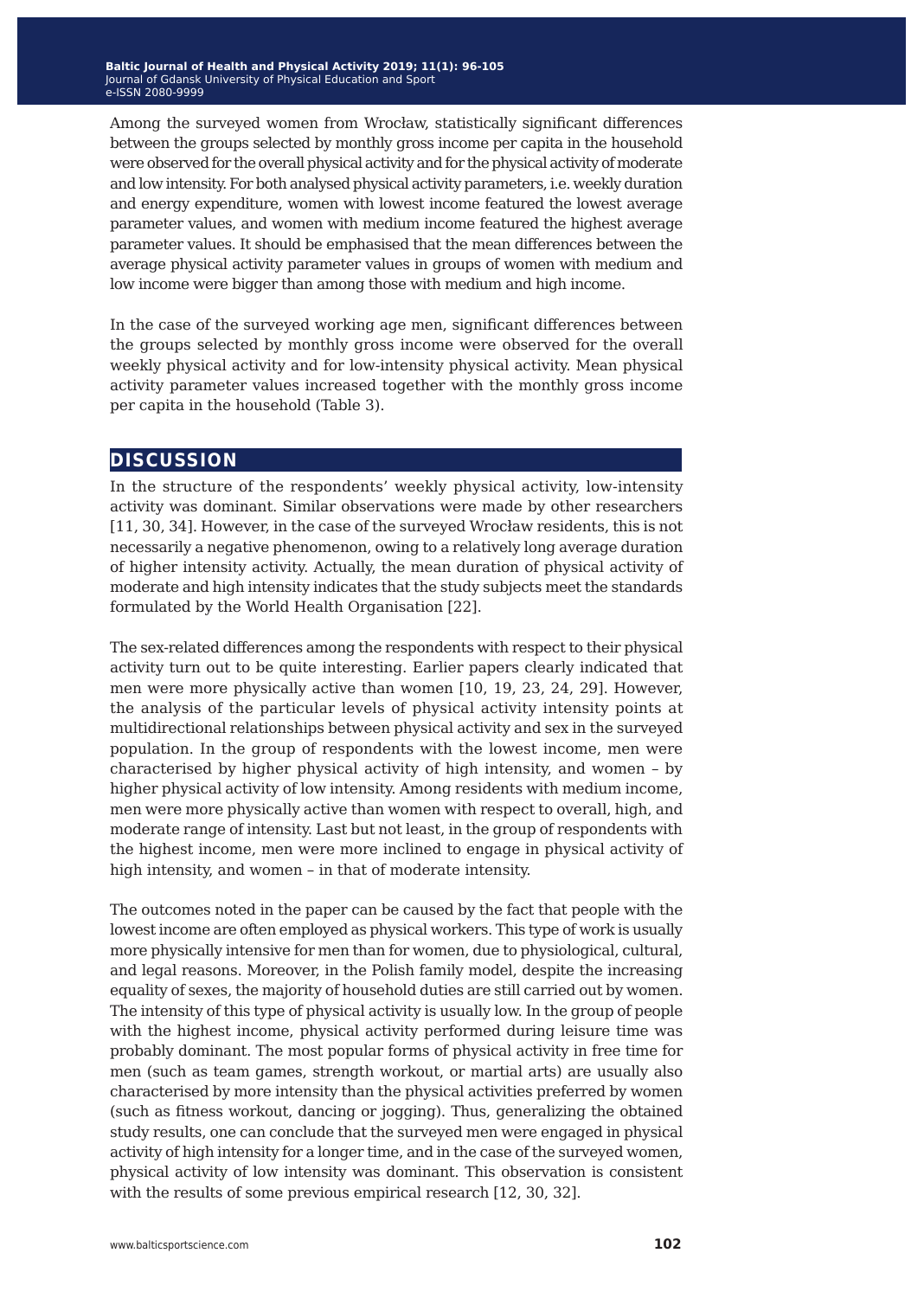Among the surveyed women from Wrocław, statistically significant differences between the groups selected by monthly gross income per capita in the household were observed for the overall physical activity and for the physical activity of moderate and low intensity. For both analysed physical activity parameters, i.e. weekly duration and energy expenditure, women with lowest income featured the lowest average parameter values, and women with medium income featured the highest average parameter values. It should be emphasised that the mean differences between the average physical activity parameter values in groups of women with medium and low income were bigger than among those with medium and high income.

In the case of the surveyed working age men, significant differences between the groups selected by monthly gross income were observed for the overall weekly physical activity and for low-intensity physical activity. Mean physical activity parameter values increased together with the monthly gross income per capita in the household (Table 3).

## DISCUSSION

In the structure of the respondents' weekly physical activity, low-intensity activity was dominant. Similar observations were made by other researchers [11, 30, 34]. However, in the case of the surveyed Wrocław residents, this is not necessarily a negative phenomenon, owing to a relatively long average duration of higher intensity activity. Actually, the mean duration of physical activity of moderate and high intensity indicates that the study subjects meet the standards formulated by the World Health Organisation [22].

The sex-related differences among the respondents with respect to their physical activity turn out to be quite interesting. Earlier papers clearly indicated that men were more physically active than women [10, 19, 23, 24, 29]. However, the analysis of the particular levels of physical activity intensity points at multidirectional relationships between physical activity and sex in the surveyed population. In the group of respondents with the lowest income, men were characterised by higher physical activity of high intensity, and women – by higher physical activity of low intensity. Among residents with medium income, men were more physically active than women with respect to overall, high, and moderate range of intensity. Last but not least, in the group of respondents with the highest income, men were more inclined to engage in physical activity of high intensity, and women – in that of moderate intensity.

The outcomes noted in the paper can be caused by the fact that people with the lowest income are often employed as physical workers. This type of work is usually more physically intensive for men than for women, due to physiological, cultural, and legal reasons. Moreover, in the Polish family model, despite the increasing equality of sexes, the majority of household duties are still carried out by women. The intensity of this type of physical activity is usually low. In the group of people with the highest income, physical activity performed during leisure time was probably dominant. The most popular forms of physical activity in free time for men (such as team games, strength workout, or martial arts) are usually also characterised by more intensity than the physical activities preferred by women (such as fitness workout, dancing or jogging). Thus, generalizing the obtained study results, one can conclude that the surveyed men were engaged in physical activity of high intensity for a longer time, and in the case of the surveyed women, physical activity of low intensity was dominant. This observation is consistent with the results of some previous empirical research [12, 30, 32].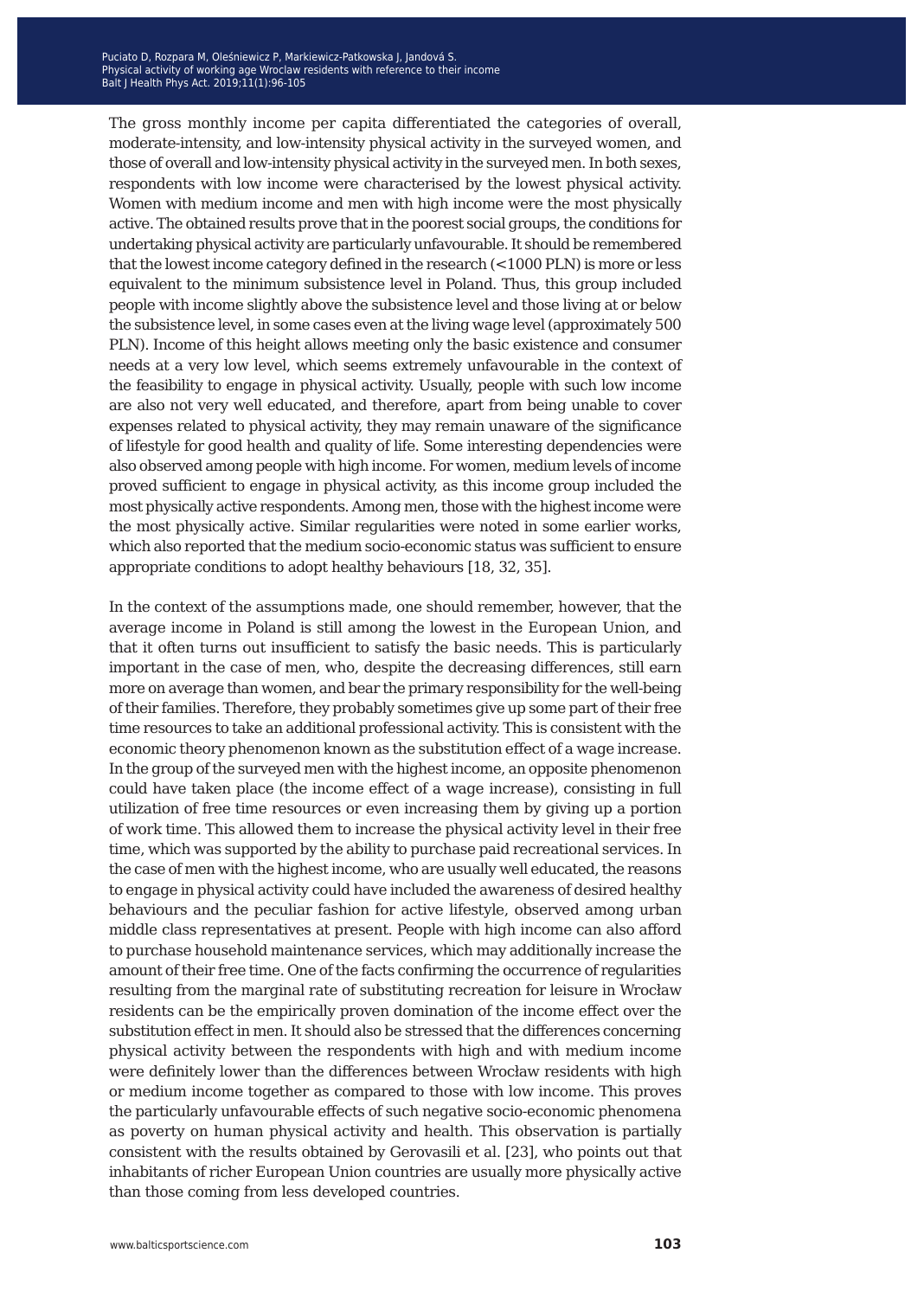The gross monthly income per capita differentiated the categories of overall, moderate-intensity, and low-intensity physical activity in the surveyed women, and those of overall and low-intensity physical activity in the surveyed men. In both sexes, respondents with low income were characterised by the lowest physical activity. Women with medium income and men with high income were the most physically active. The obtained results prove that in the poorest social groups, the conditions for undertaking physical activity are particularly unfavourable. It should be remembered that the lowest income category defined in the research (<1000 PLN) is more or less equivalent to the minimum subsistence level in Poland. Thus, this group included people with income slightly above the subsistence level and those living at or below the subsistence level, in some cases even at the living wage level (approximately 500 PLN). Income of this height allows meeting only the basic existence and consumer needs at a very low level, which seems extremely unfavourable in the context of the feasibility to engage in physical activity. Usually, people with such low income are also not very well educated, and therefore, apart from being unable to cover expenses related to physical activity, they may remain unaware of the significance of lifestyle for good health and quality of life. Some interesting dependencies were also observed among people with high income. For women, medium levels of income proved sufficient to engage in physical activity, as this income group included the most physically active respondents. Among men, those with the highest income were the most physically active. Similar regularities were noted in some earlier works, which also reported that the medium socio-economic status was sufficient to ensure appropriate conditions to adopt healthy behaviours [18, 32, 35].

In the context of the assumptions made, one should remember, however, that the average income in Poland is still among the lowest in the European Union, and that it often turns out insufficient to satisfy the basic needs. This is particularly important in the case of men, who, despite the decreasing differences, still earn more on average than women, and bear the primary responsibility for the well-being of their families. Therefore, they probably sometimes give up some part of their free time resources to take an additional professional activity. This is consistent with the economic theory phenomenon known as the substitution effect of a wage increase. In the group of the surveyed men with the highest income, an opposite phenomenon could have taken place (the income effect of a wage increase), consisting in full utilization of free time resources or even increasing them by giving up a portion of work time. This allowed them to increase the physical activity level in their free time, which was supported by the ability to purchase paid recreational services. In the case of men with the highest income, who are usually well educated, the reasons to engage in physical activity could have included the awareness of desired healthy behaviours and the peculiar fashion for active lifestyle, observed among urban middle class representatives at present. People with high income can also afford to purchase household maintenance services, which may additionally increase the amount of their free time. One of the facts confirming the occurrence of regularities resulting from the marginal rate of substituting recreation for leisure in Wrocław residents can be the empirically proven domination of the income effect over the substitution effect in men. It should also be stressed that the differences concerning physical activity between the respondents with high and with medium income were definitely lower than the differences between Wrocław residents with high or medium income together as compared to those with low income. This proves the particularly unfavourable effects of such negative socio-economic phenomena as poverty on human physical activity and health. This observation is partially consistent with the results obtained by Gerovasili et al. [23], who points out that inhabitants of richer European Union countries are usually more physically active than those coming from less developed countries.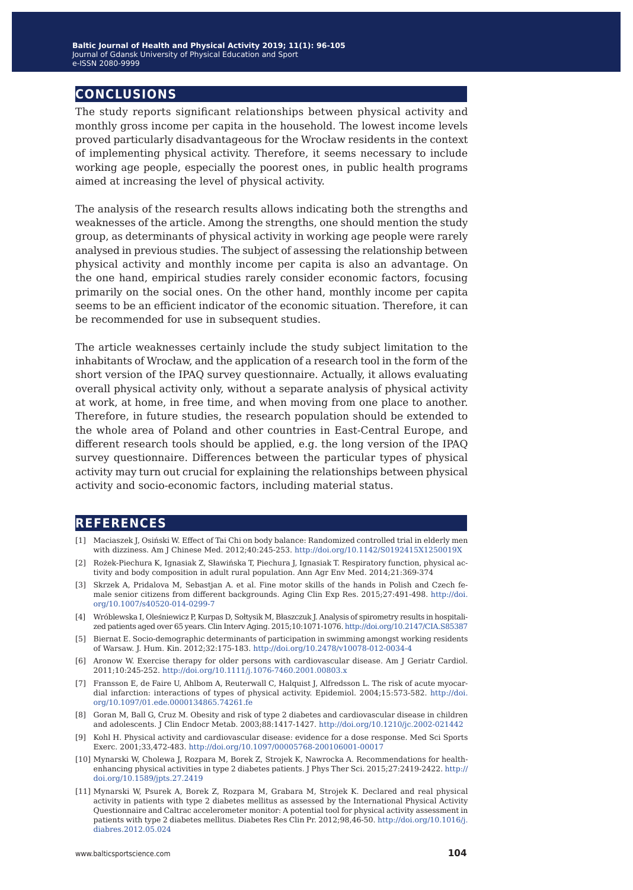## CONCLUSIONS

The study reports significant relationships between physical activity and monthly gross income per capita in the household. The lowest income levels proved particularly disadvantageous for the Wrocław residents in the context of implementing physical activity. Therefore, it seems necessary to include working age people, especially the poorest ones, in public health programs aimed at increasing the level of physical activity.

The analysis of the research results allows indicating both the strengths and weaknesses of the article. Among the strengths, one should mention the study group, as determinants of physical activity in working age people were rarely analysed in previous studies. The subject of assessing the relationship between physical activity and monthly income per capita is also an advantage. On the one hand, empirical studies rarely consider economic factors, focusing primarily on the social ones. On the other hand, monthly income per capita seems to be an efficient indicator of the economic situation. Therefore, it can be recommended for use in subsequent studies.

The article weaknesses certainly include the study subject limitation to the inhabitants of Wrocław, and the application of a research tool in the form of the short version of the IPAQ survey questionnaire. Actually, it allows evaluating overall physical activity only, without a separate analysis of physical activity at work, at home, in free time, and when moving from one place to another. Therefore, in future studies, the research population should be extended to the whole area of Poland and other countries in East-Central Europe, and different research tools should be applied, e.g. the long version of the IPAQ survey questionnaire. Differences between the particular types of physical activity may turn out crucial for explaining the relationships between physical activity and socio-economic factors, including material status.

## REFERENCES

[1] Maciaszek J, Osiński W. Effect of Tai Chi on body balance: Randomized controlled trial in elderly men with dizziness. Am J Chinese Med. 2012;40:245-253. http://doi.org/10.1142/S0192415X1250019X

[2] Rożek-Piechura K, Ignasiak Z, Sławińska T, Piechura J, Ignasiak T. Respiratory function, physical activity and body composition in adult rural population. Ann Agr Env Med. 2014;21:369-374

[3] Skrzek A, Pridalova M, Sebastjan A. et al. Fine motor skills of the hands in Polish and Czech female senior citizens from different backgrounds. Aging Clin Exp Res. 2015;27:491-498. http://doi.org/10.1007/s40520-014-0299-7

[4] Wróblewska I, Oleśniewicz P, Kurpas D, Sołtysik M, Błaszczuk J. Analysis of spirometry results in hospitalized patients aged over 65 years. Clin Interv Aging. 2015;10:1071-1076. http://doi.org/10.2147/CIA.S85387

[5] Biernat E. Socio-demographic determinants of participation in swimming amongst working residents of Warsaw. J. Hum. Kin. 2012;32:175-183. http://doi.org/10.2478/v10078-012-0034-4

[6] Aronow W. Exercise therapy for older persons with cardiovascular disease. Am J Geriatr Cardiol. 2011;10:245-252. http://doi.org/10.1111/j.1076-7460.2001.00803.x

[7] Fransson E, de Faire U, Ahlbom A, Reuterwall C, Halquist J, Alfredsson L. The risk of acute myocardial infarction: interactions of types of physical activity. Epidemiol. 2004;15:573-582. http://doi.org/10.1097/01.ede.0000134865.74261.fe

[8] Goran M, Ball G, Cruz M. Obesity and risk of type 2 diabetes and cardiovascular disease in children and adolescents. J Clin Endocr Metab. 2003;88:1417-1427. http://doi.org/10.1210/jc.2002-021442

[9] Kohl H. Physical activity and cardiovascular disease: evidence for a dose response. Med Sci Sports Exerc. 2001;33,472-483. http://doi.org/10.1097/00005768-200106001-00017

[10] Mynarski W, Cholewa J, Rozpara M, Borek Z, Strojek K, Nawrocka A. Recommendations for health-enhancing physical activities in type 2 diabetes patients. J Phys Ther Sci. 2015;27:2419-2422. http://doi.org/10.1589/jpts.27.2419

[11] Mynarski W, Psurek A, Borek Z, Rozpara M, Grabara M, Strojek K. Declared and real physical activity in patients with type 2 diabetes mellitus as assessed by the International Physical Activity Questionnaire and Caltrac accelerometer monitor: A potential tool for physical activity assessment in patients with type 2 diabetes mellitus. Diabetes Res Clin Pr. 2012;98,46-50. http://doi.org/10.1016/j.diabres.2012.05.024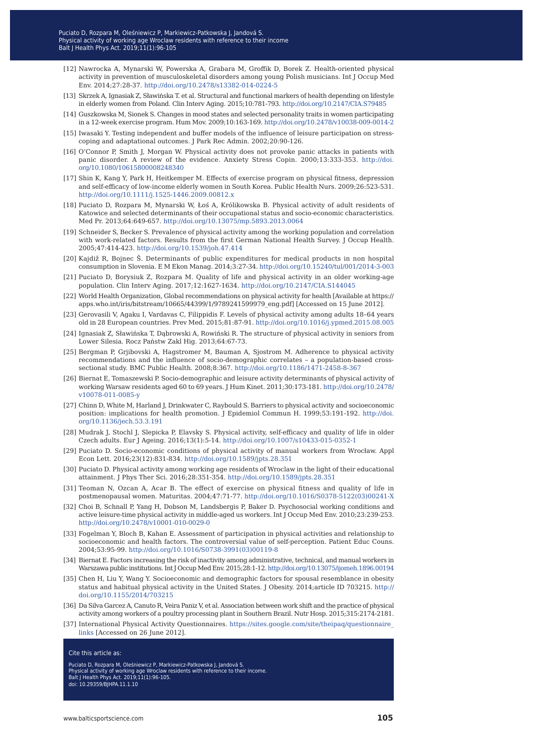[12] Nawrocka A, Mynarski W, Powerska A, Grabara M, Groffik D, Borek Z. Health-oriented physical activity in prevention of musculoskeletal disorders among young Polish musicians. Int J Occup Med Env. 2014;27:28-37. http://doi.org/10.2478/s13382-014-0224-5

[13] Skrzek A, Ignasiak Z, Sławińska T. et al. Structural and functional markers of health depending on lifestyle in elderly women from Poland. Clin Interv Aging. 2015;10:781-793. http://doi.org/10.2147/CIA.S79485

[14] Guszkowska M, Sionek S. Changes in mood states and selected personality traits in women participating in a 12-week exercise program. Hum Mov. 2009;10:163-169. http://doi.org/10.2478/v10038-009-0014-2

[15] Iwasaki Y. Testing independent and buffer models of the influence of leisure participation on stress-coping and adaptational outcomes. J Park Rec Admin. 2002;20:90-126.

[16] O'Connor P, Smith J, Morgan W. Physical activity does not provoke panic attacks in patients with panic disorder. A review of the evidence. Anxiety Stress Copin. 2000;13:333-353. http://doi.org/10.1080/10615800008248340

[17] Shin K, Kang Y, Park H, Heitkemper M. Effects of exercise program on physical fitness, depression and self-efficacy of low-income elderly women in South Korea. Public Health Nurs. 2009;26:523-531. http://doi.org/10.1111/j.1525-1446.2009.00812.x

[18] Puciato D, Rozpara M, Mynarski W, Łoś A, Królikowska B. Physical activity of adult residents of Katowice and selected determinants of their occupational status and socio-economic characteristics. Med Pr. 2013;64:649-657. http://doi.org/10.13075/mp.5893.2013.0064

[19] Schneider S, Becker S. Prevalence of physical activity among the working population and correlation with work-related factors. Results from the first German National Health Survey. J Occup Health. 2005;47:414-423. http://doi.org/10.1539/joh.47.414

[20] Kajdiž R, Bojnec Š. Determinants of public expenditures for medical products in non hospital consumption in Slovenia. E M Ekon Manag. 2014;3:27-34. http://doi.org/10.15240/tul/001/2014-3-003

[21] Puciato D, Borysiuk Z, Rozpara M. Quality of life and physical activity in an older working-age population. Clin Interv Aging. 2017;12:1627-1634. http://doi.org/10.2147/CIA.S144045

[22] World Health Organization, Global recommendations on physical activity for health [Available at https://apps.who.int/iris/bitstream/10665/44399/1/9789241599979_eng.pdf] [Accessed on 15 June 2012].

[23] Gerovasili V, Agaku I, Vardavas C, Filippidis F. Levels of physical activity among adults 18–64 years old in 28 European countries. Prev Med. 2015;81:87-91. http://doi.org/10.1016/j.ypmed.2015.08.005

[24] Ignasiak Z, Sławińska T, Dąbrowski A, Rowiński R. The structure of physical activity in seniors from Lower Silesia. Rocz Państw Zakl Hig. 2013;64:67-73.

[25] Bergman P, Grjibovski A, Hagstromer M, Bauman A, Sjostrom M. Adherence to physical activity recommendations and the influence of socio-demographic correlates – a population-based cross-sectional study. BMC Public Health. 2008;8:367. http://doi.org/10.1186/1471-2458-8-367

[26] Biernat E, Tomaszewski P. Socio-demographic and leisure activity determinants of physical activity of working Warsaw residents aged 60 to 69 years. J Hum Kinet. 2011;30:173-181. http://doi.org/10.2478/v10078-011-0085-y

[27] Chinn D, White M, Harland J, Drinkwater C, Raybould S. Barriers to physical activity and socioeconomic position: implications for health promotion. J Epidemiol Commun H. 1999;53:191-192. http://doi.org/10.1136/jech.53.3.191

[28] Mudrak J, Stochl J, Slepicka P, Elavsky S. Physical activity, self-efficacy and quality of life in older Czech adults. Eur J Ageing. 2016;13(1):5-14. http://doi.org/10.1007/s10433-015-0352-1

[29] Puciato D. Socio-economic conditions of physical activity of manual workers from Wrocław. Appl Econ Lett. 2016;23(12):831-834. http://doi.org/10.1589/jpts.28.351

[30] Puciato D. Physical activity among working age residents of Wroclaw in the light of their educational attainment. J Phys Ther Sci. 2016;28:351-354. http://doi.org/10.1589/jpts.28.351

[31] Teoman N, Ozcan A, Acar B. The effect of exercise on physical fitness and quality of life in postmenopausal women. Maturitas. 2004;47:71-77. http://doi.org/10.1016/S0378-5122(03)00241-X

[32] Choi B, Schnall P, Yang H, Dobson M, Landsbergis P, Baker D. Psychosocial working conditions and active leisure-time physical activity in middle-aged us workers. Int J Occup Med Env. 2010;23:239-253. http://doi.org/10.2478/v10001-010-0029-0

[33] Fogelman Y, Bloch B, Kahan E. Assessment of participation in physical activities and relationship to socioeconomic and health factors. The controversial value of self-perception. Patient Educ Couns. 2004;53:95-99. http://doi.org/10.1016/S0738-3991(03)00119-8

[34] Biernat E. Factors increasing the risk of inactivity among administrative, technical, and manual workers in Warszawa public institutions. Int J Occup Med Env. 2015;28:1-12. http://doi.org/10.13075/ijomeh.1896.00194

[35] Chen H, Liu Y, Wang Y. Socioeconomic and demographic factors for spousal resemblance in obesity status and habitual physical activity in the United States. J Obesity. 2014;article ID 703215. http://doi.org/10.1155/2014/703215

[36] Da Silva Garcez A, Canuto R, Veira Paniz V, et al. Association between work shift and the practice of physical activity among workers of a poultry processing plant in Southern Brazil. Nutr Hosp. 2015;315:2174-2181.

[37] International Physical Activity Questionnaires. https://sites.google.com/site/theipaq/questionnaire_links [Accessed on 26 June 2012].

Cite this article as:

Puciato D, Rozpara M, Oleśniewicz P, Markiewicz-Patkowska J, Jandová S.
Physical activity of working age Wroclaw residents with reference to their income.
Balt J Health Phys Act. 2019;11(1):96-105.
doi: 10.29359/BJHPA.11.1.10